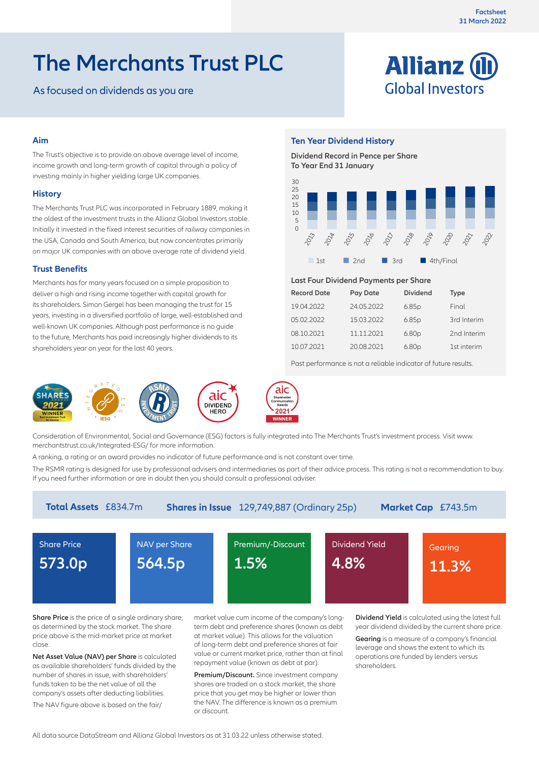Factsheet
31 March 2022

# The Merchants Trust PLC

As focused on dividends as you are

Allianz Global Investors

### Aim

The Trust's objective is to provide an above average level of income, income growth and long-term growth of capital through a policy of investing mainly in higher yielding large UK companies.

### History

The Merchants Trust PLC was incorporated in February 1889, making it the oldest of the investment trusts in the Allianz Global Investors stable. Initially it invested in the fixed interest securities of railway companies in the USA, Canada and South America, but now concentrates primarily on major UK companies with an above average rate of dividend yield.

### Trust Benefits

Merchants has for many years focused on a simple proposition to deliver a high and rising income together with capital growth for its shareholders. Simon Gergel has been managing the trust for 15 years, investing in a diversified portfolio of large, well-established and well-known UK companies. Although past performance is no guide to the future, Merchants has paid increasingly higher dividends to its shareholders year on year for the last 40 years.

### Ten Year Dividend History

**Dividend Record in Pence per Share**
**To Year End 31 January**

Years: 2013, 2014, 2015, 2016, 2017, 2018, 2019, 2020, 2021, 2022 (stacked: 1st, 2nd, 3rd, 4th/Final; axis 0–30)

**Last Four Dividend Payments per Share**

| Record Date | Pay Date | Dividend | Type |
|---|---|---|---|
| 19.04.2022 | 24.05.2022 | 6.85p | Final |
| 05.02.2022 | 15.03.2022 | 6.85p | 3rd Interim |
| 08.10.2021 | 11.11.2021 | 6.80p | 2nd Interim |
| 10.07.2021 | 20.08.2021 | 6.80p | 1st interim |

Past performance is not a reliable indicator of future results.

Consideration of Environmental, Social and Governance (ESG) factors is fully integrated into The Merchants Trust's investment process. Visit www.merchantstrust.co.uk/Integrated-ESG/ for more information.

A ranking, a rating or an award provides no indicator of future performance and is not constant over time.

The RSMR rating is designed for use by professional advisers and intermediaries as part of their advice process. This rating is not a recommendation to buy. If you need further information or are in doubt then you should consult a professional adviser.

**Total Assets** £834.7m | **Shares in Issue** 129,749,887 (Ordinary 25p) | **Market Cap** £743.5m

| Share Price | NAV per Share | Premium/-Discount | Dividend Yield | Gearing |
|---|---|---|---|---|
| 573.0p | 564.5p | 1.5% | 4.8% | 11.3% |

**Share Price** is the price of a single ordinary share, as determined by the stock market. The share price above is the mid-market price at market close.

**Net Asset Value (NAV) per Share** is calculated as available shareholders' funds divided by the number of shares in issue, with shareholders' funds taken to be the net value of all the company's assets after deducting liabilities.

The NAV figure above is based on the fair/market value cum income of the company's long-term debt and preference shares (known as debt at market value). This allows for the valuation of long-term debt and preference shares at fair value or current market price, rather than at final repayment value (known as debt at par).

**Premium/Discount.** Since investment company shares are traded on a stock market, the share price that you get may be higher or lower than the NAV. The difference is known as a premium or discount.

**Dividend Yield** is calculated using the latest full year dividend divided by the current share price.

**Gearing** is a measure of a company's financial leverage and shows the extent to which its operations are funded by lenders versus shareholders.

All data source DataStream and Allianz Global Investors as at 31.03.22 unless otherwise stated.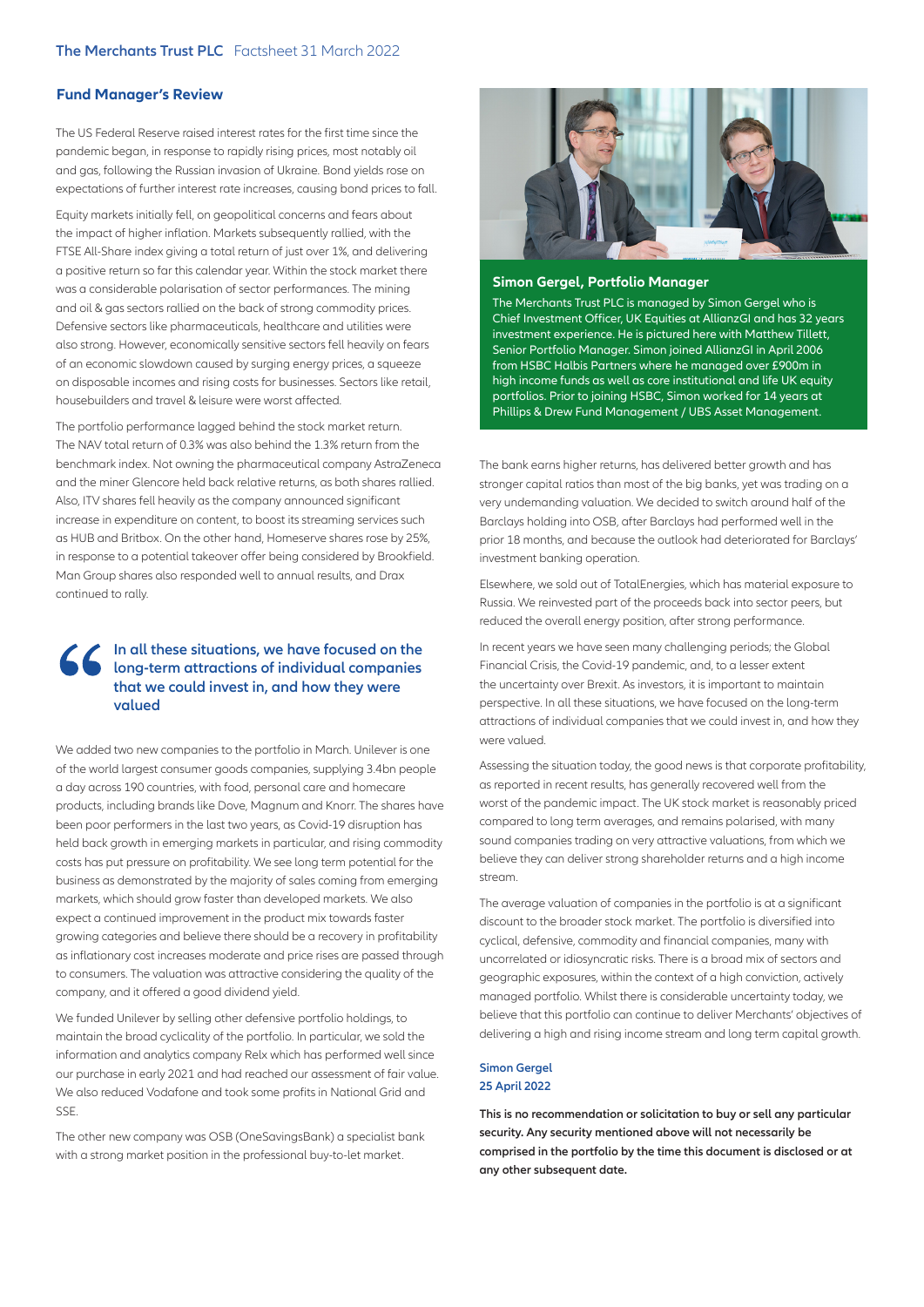## Fund Manager's Review

The US Federal Reserve raised interest rates for the first time since the pandemic began, in response to rapidly rising prices, most notably oil and gas, following the Russian invasion of Ukraine. Bond yields rose on expectations of further interest rate increases, causing bond prices to fall.

Equity markets initially fell, on geopolitical concerns and fears about the impact of higher inflation. Markets subsequently rallied, with the FTSE All-Share index giving a total return of just over 1%, and delivering a positive return so far this calendar year. Within the stock market there was a considerable polarisation of sector performances. The mining and oil & gas sectors rallied on the back of strong commodity prices. Defensive sectors like pharmaceuticals, healthcare and utilities were also strong. However, economically sensitive sectors fell heavily on fears of an economic slowdown caused by surging energy prices, a squeeze on disposable incomes and rising costs for businesses. Sectors like retail, housebuilders and travel & leisure were worst affected.

The portfolio performance lagged behind the stock market return. The NAV total return of 0.3% was also behind the 1.3% return from the benchmark index. Not owning the pharmaceutical company AstraZeneca and the miner Glencore held back relative returns, as both shares rallied. Also, ITV shares fell heavily as the company announced significant increase in expenditure on content, to boost its streaming services such as HUB and Britbox. On the other hand, Homeserve shares rose by 25%, in response to a potential takeover offer being considered by Brookfield. Man Group shares also responded well to annual results, and Drax continued to rally.

> **In all these situations, we have focused on the long-term attractions of individual companies that we could invest in, and how they were valued**

We added two new companies to the portfolio in March. Unilever is one of the world largest consumer goods companies, supplying 3.4bn people a day across 190 countries, with food, personal care and homecare products, including brands like Dove, Magnum and Knorr. The shares have been poor performers in the last two years, as Covid-19 disruption has held back growth in emerging markets in particular, and rising commodity costs has put pressure on profitability. We see long term potential for the business as demonstrated by the majority of sales coming from emerging markets, which should grow faster than developed markets. We also expect a continued improvement in the product mix towards faster growing categories and believe there should be a recovery in profitability as inflationary cost increases moderate and price rises are passed through to consumers. The valuation was attractive considering the quality of the company, and it offered a good dividend yield.

We funded Unilever by selling other defensive portfolio holdings, to maintain the broad cyclicality of the portfolio. In particular, we sold the information and analytics company Relx which has performed well since our purchase in early 2021 and had reached our assessment of fair value. We also reduced Vodafone and took some profits in National Grid and SSE.

The other new company was OSB (OneSavingsBank) a specialist bank with a strong market position in the professional buy-to-let market.

### Simon Gergel, Portfolio Manager

The Merchants Trust PLC is managed by Simon Gergel who is Chief Investment Officer, UK Equities at AllianzGI and has 32 years investment experience. He is pictured here with Matthew Tillett, Senior Portfolio Manager. Simon joined AllianzGI in April 2006 from HSBC Halbis Partners where he managed over £900m in high income funds as well as core institutional and life UK equity portfolios. Prior to joining HSBC, Simon worked for 14 years at Phillips & Drew Fund Management / UBS Asset Management.

The bank earns higher returns, has delivered better growth and has stronger capital ratios than most of the big banks, yet was trading on a very undemanding valuation. We decided to switch around half of the Barclays holding into OSB, after Barclays had performed well in the prior 18 months, and because the outlook had deteriorated for Barclays' investment banking operation.

Elsewhere, we sold out of TotalEnergies, which has material exposure to Russia. We reinvested part of the proceeds back into sector peers, but reduced the overall energy position, after strong performance.

In recent years we have seen many challenging periods; the Global Financial Crisis, the Covid-19 pandemic, and, to a lesser extent the uncertainty over Brexit. As investors, it is important to maintain perspective. In all these situations, we have focused on the long-term attractions of individual companies that we could invest in, and how they were valued.

Assessing the situation today, the good news is that corporate profitability, as reported in recent results, has generally recovered well from the worst of the pandemic impact. The UK stock market is reasonably priced compared to long term averages, and remains polarised, with many sound companies trading on very attractive valuations, from which we believe they can deliver strong shareholder returns and a high income stream.

The average valuation of companies in the portfolio is at a significant discount to the broader stock market. The portfolio is diversified into cyclical, defensive, commodity and financial companies, many with uncorrelated or idiosyncratic risks. There is a broad mix of sectors and geographic exposures, within the context of a high conviction, actively managed portfolio. Whilst there is considerable uncertainty today, we believe that this portfolio can continue to deliver Merchants' objectives of delivering a high and rising income stream and long term capital growth.

**Simon Gergel**
**25 April 2022**

**This is no recommendation or solicitation to buy or sell any particular security. Any security mentioned above will not necessarily be comprised in the portfolio by the time this document is disclosed or at any other subsequent date.**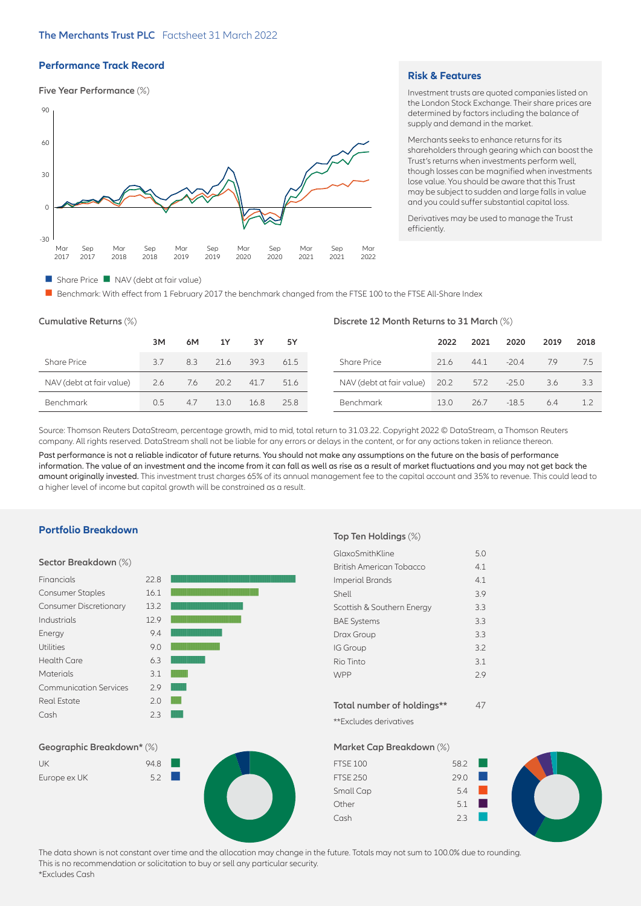## Performance Track Record

### Five Year Performance (%)

Share Price | NAV (debt at fair value)

Benchmark: With effect from 1 February 2017 the benchmark changed from the FTSE 100 to the FTSE All-Share Index

## Risk & Features

Investment trusts are quoted companies listed on the London Stock Exchange. Their share prices are determined by factors including the balance of supply and demand in the market.

Merchants seeks to enhance returns for its shareholders through gearing which can boost the Trust's returns when investments perform well, though losses can be magnified when investments lose value. You should be aware that this Trust may be subject to sudden and large falls in value and you could suffer substantial capital loss.

Derivatives may be used to manage the Trust efficiently.

### Cumulative Returns (%)

| | 3M | 6M | 1Y | 3Y | 5Y |
|---|---|---|---|---|---|
| Share Price | 3.7 | 8.3 | 21.6 | 39.3 | 61.5 |
| NAV (debt at fair value) | 2.6 | 7.6 | 20.2 | 41.7 | 51.6 |
| Benchmark | 0.5 | 4.7 | 13.0 | 16.8 | 25.8 |

### Discrete 12 Month Returns to 31 March (%)

| | 2022 | 2021 | 2020 | 2019 | 2018 |
|---|---|---|---|---|---|
| Share Price | 21.6 | 44.1 | -20.4 | 7.9 | 7.5 |
| NAV (debt at fair value) | 20.2 | 57.2 | -25.0 | 3.6 | 3.3 |
| Benchmark | 13.0 | 26.7 | -18.5 | 6.4 | 1.2 |

Source: Thomson Reuters DataStream, percentage growth, mid to mid, total return to 31.03.22. Copyright 2022 © DataStream, a Thomson Reuters company. All rights reserved. DataStream shall not be liable for any errors or delays in the content, or for any actions taken in reliance thereon.

Past performance is not a reliable indicator of future returns. You should not make any assumptions on the future on the basis of performance information. The value of an investment and the income from it can fall as well as rise as a result of market fluctuations and you may not get back the amount originally invested. This investment trust charges 65% of its annual management fee to the capital account and 35% to revenue. This could lead to a higher level of income but capital growth will be constrained as a result.

## Portfolio Breakdown

### Sector Breakdown (%)

| Sector | % |
|---|---|
| Financials | 22.8 |
| Consumer Staples | 16.1 |
| Consumer Discretionary | 13.2 |
| Industrials | 12.9 |
| Energy | 9.4 |
| Utilities | 9.0 |
| Health Care | 6.3 |
| Materials | 3.1 |
| Communication Services | 2.9 |
| Real Estate | 2.0 |
| Cash | 2.3 |

### Top Ten Holdings (%)

| Holding | % |
|---|---|
| GlaxoSmithKline | 5.0 |
| British American Tobacco | 4.1 |
| Imperial Brands | 4.1 |
| Shell | 3.9 |
| Scottish & Southern Energy | 3.3 |
| BAE Systems | 3.3 |
| Drax Group | 3.3 |
| IG Group | 3.2 |
| Rio Tinto | 3.1 |
| WPP | 2.9 |

**Total number of holdings**** 47

**Excludes derivatives

### Geographic Breakdown* (%)

| Region | % |
|---|---|
| UK | 94.8 |
| Europe ex UK | 5.2 |

### Market Cap Breakdown (%)

| Market Cap | % |
|---|---|
| FTSE 100 | 58.2 |
| FTSE 250 | 29.0 |
| Small Cap | 5.4 |
| Other | 5.1 |
| Cash | 2.3 |

The data shown is not constant over time and the allocation may change in the future. Totals may not sum to 100.0% due to rounding.
This is no recommendation or solicitation to buy or sell any particular security.
*Excludes Cash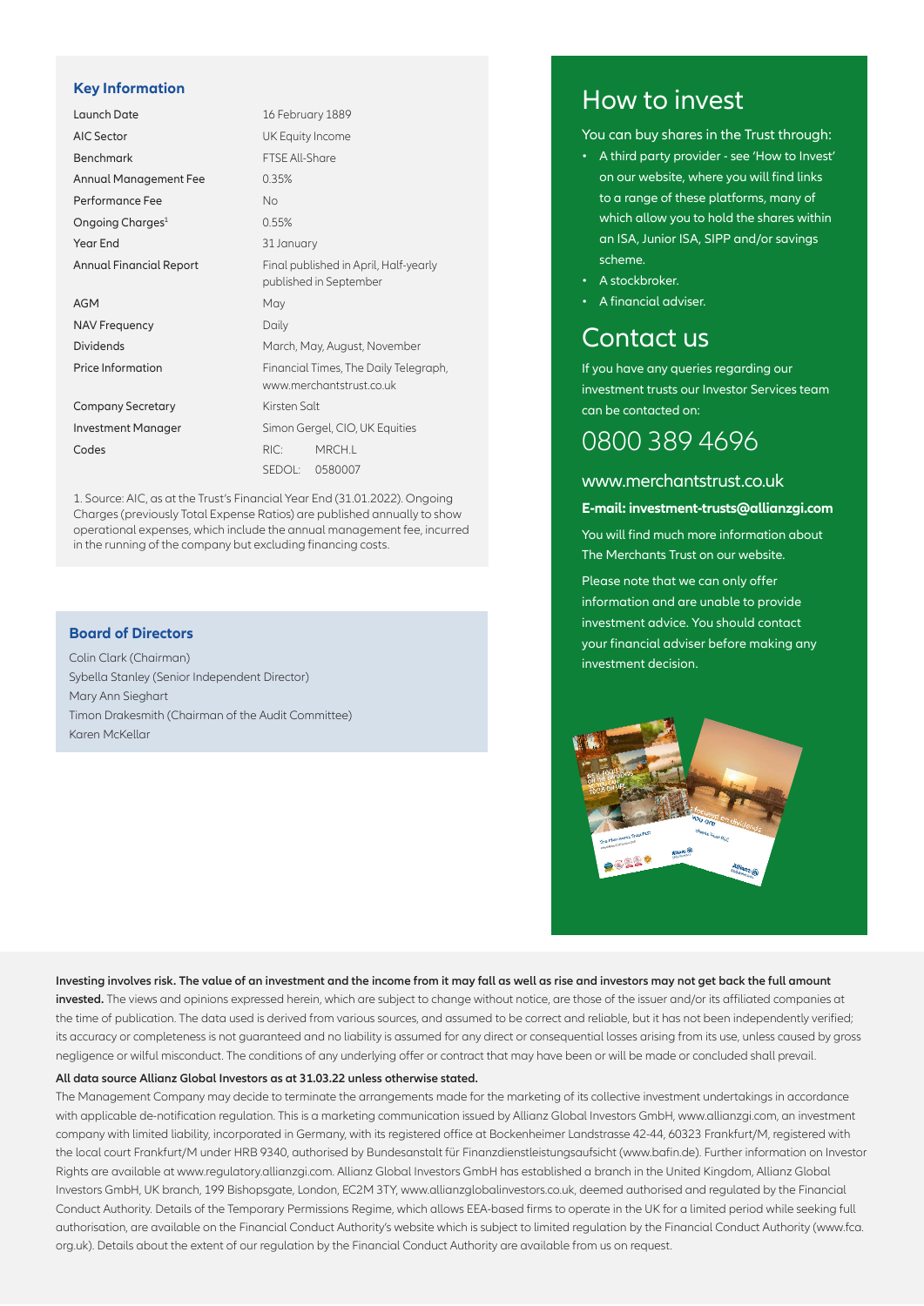## Key Information

| | |
|---|---|
| Launch Date | 16 February 1889 |
| AIC Sector | UK Equity Income |
| Benchmark | FTSE All-Share |
| Annual Management Fee | 0.35% |
| Performance Fee | No |
| Ongoing Charges[1] | 0.55% |
| Year End | 31 January |
| Annual Financial Report | Final published in April, Half-yearly published in September |
| AGM | May |
| NAV Frequency | Daily |
| Dividends | March, May, August, November |
| Price Information | Financial Times, The Daily Telegraph, www.merchantstrust.co.uk |
| Company Secretary | Kirsten Salt |
| Investment Manager | Simon Gergel, CIO, UK Equities |
| Codes | RIC: MRCH.L<br>SEDOL: 0580007 |

1. Source: AIC, as at the Trust's Financial Year End (31.01.2022). Ongoing Charges (previously Total Expense Ratios) are published annually to show operational expenses, which include the annual management fee, incurred in the running of the company but excluding financing costs.

## Board of Directors

Colin Clark (Chairman)
Sybella Stanley (Senior Independent Director)
Mary Ann Sieghart
Timon Drakesmith (Chairman of the Audit Committee)
Karen McKellar

## How to invest

You can buy shares in the Trust through:

- A third party provider - see 'How to Invest' on our website, where you will find links to a range of these platforms, many of which allow you to hold the shares within an ISA, Junior ISA, SIPP and/or savings scheme.
- A stockbroker.
- A financial adviser.

## Contact us

If you have any queries regarding our investment trusts our Investor Services team can be contacted on:

0800 389 4696

www.merchantstrust.co.uk

**E-mail: investment-trusts@allianzgi.com**

You will find much more information about The Merchants Trust on our website.

Please note that we can only offer information and are unable to provide investment advice. You should contact your financial adviser before making any investment decision.

**Investing involves risk. The value of an investment and the income from it may fall as well as rise and investors may not get back the full amount invested.** The views and opinions expressed herein, which are subject to change without notice, are those of the issuer and/or its affiliated companies at the time of publication. The data used is derived from various sources, and assumed to be correct and reliable, but it has not been independently verified; its accuracy or completeness is not guaranteed and no liability is assumed for any direct or consequential losses arising from its use, unless caused by gross negligence or wilful misconduct. The conditions of any underlying offer or contract that may have been or will be made or concluded shall prevail.

**All data source Allianz Global Investors as at 31.03.22 unless otherwise stated.**

The Management Company may decide to terminate the arrangements made for the marketing of its collective investment undertakings in accordance with applicable de-notification regulation. This is a marketing communication issued by Allianz Global Investors GmbH, www.allianzgi.com, an investment company with limited liability, incorporated in Germany, with its registered office at Bockenheimer Landstrasse 42-44, 60323 Frankfurt/M, registered with the local court Frankfurt/M under HRB 9340, authorised by Bundesanstalt für Finanzdienstleistungsaufsicht (www.bafin.de). Further information on Investor Rights are available at www.regulatory.allianzgi.com. Allianz Global Investors GmbH has established a branch in the United Kingdom, Allianz Global Investors GmbH, UK branch, 199 Bishopsgate, London, EC2M 3TY, www.allianzglobalinvestors.co.uk, deemed authorised and regulated by the Financial Conduct Authority. Details of the Temporary Permissions Regime, which allows EEA-based firms to operate in the UK for a limited period while seeking full authorisation, are available on the Financial Conduct Authority's website which is subject to limited regulation by the Financial Conduct Authority (www.fca.org.uk). Details about the extent of our regulation by the Financial Conduct Authority are available from us on request.